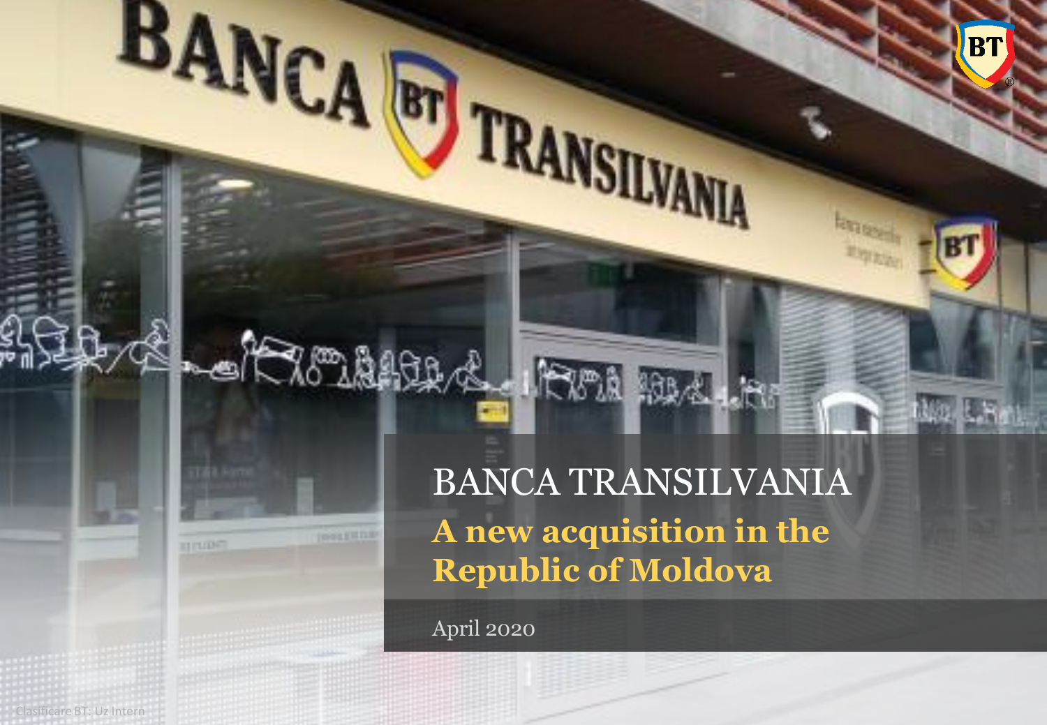# BANCA TRANSILVANIA

## A new acquisition in the Republic of Moldova

April 2020

Clasificare BT: Uz Intern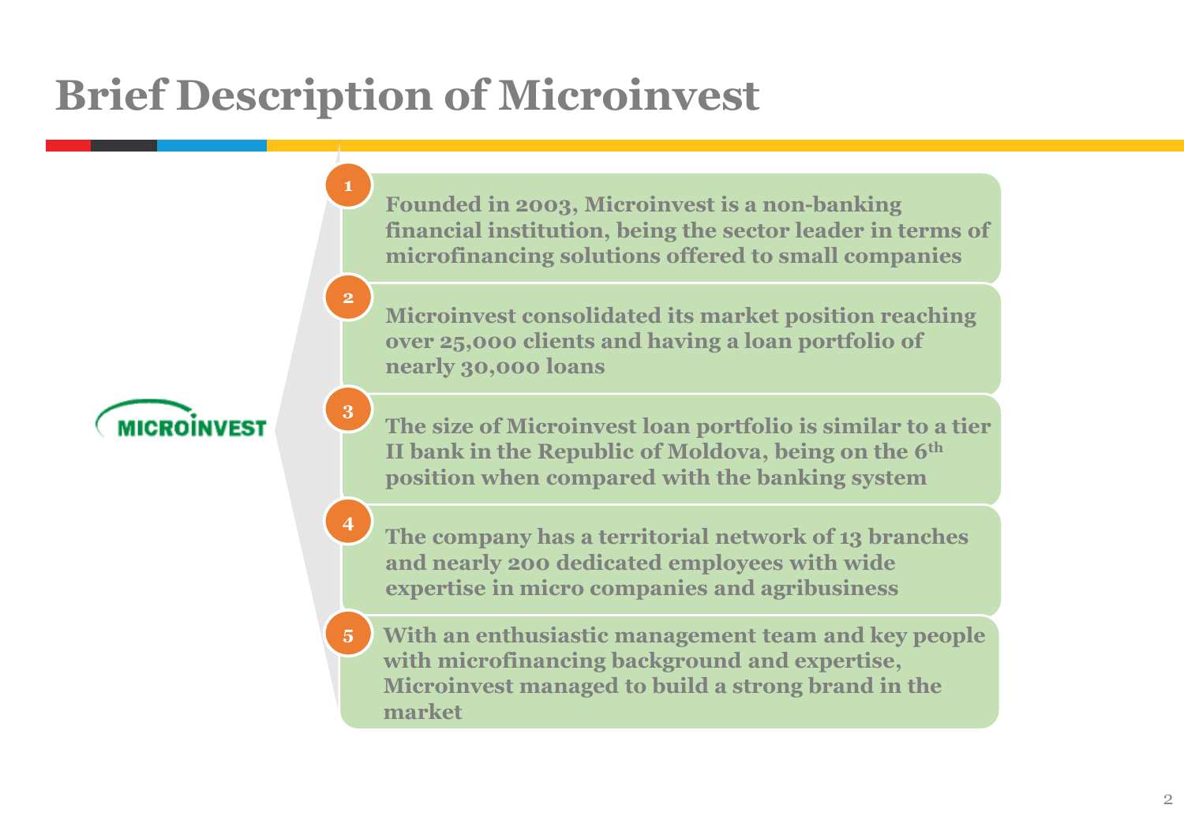# Brief Description of Microinvest

MICROINVEST

1. Founded in 2003, Microinvest is a non-banking financial institution, being the sector leader in terms of microfinancing solutions offered to small companies
2. Microinvest consolidated its market position reaching over 25,000 clients and having a loan portfolio of nearly 30,000 loans
3. The size of Microinvest loan portfolio is similar to a tier II bank in the Republic of Moldova, being on the 6th position when compared with the banking system
4. The company has a territorial network of 13 branches and nearly 200 dedicated employees with wide expertise in micro companies and agribusiness
5. With an enthusiastic management team and key people with microfinancing background and expertise, Microinvest managed to build a strong brand in the market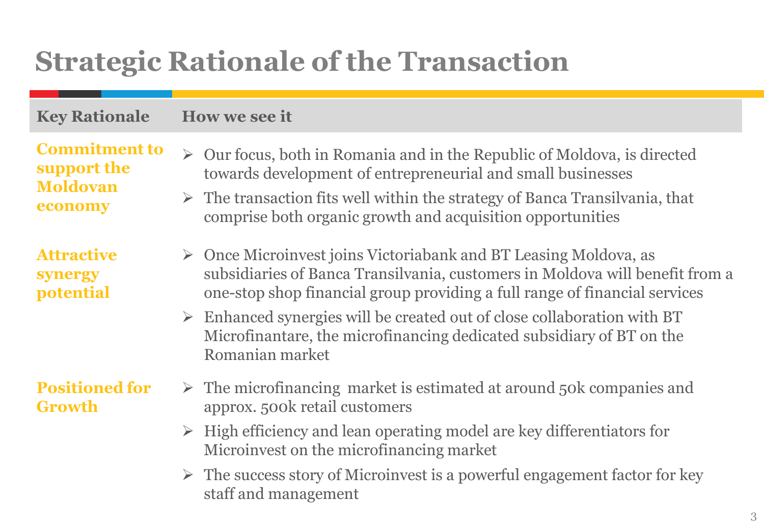# Strategic Rationale of the Transaction

| Key Rationale | How we see it |
| --- | --- |
| **Commitment to support the Moldovan economy** | ➢ Our focus, both in Romania and in the Republic of Moldova, is directed towards development of entrepreneurial and small businesses<br>➢ The transaction fits well within the strategy of Banca Transilvania, that comprise both organic growth and acquisition opportunities |
| **Attractive synergy potential** | ➢ Once Microinvest joins Victoriabank and BT Leasing Moldova, as subsidiaries of Banca Transilvania, customers in Moldova will benefit from a one-stop shop financial group providing a full range of financial services<br>➢ Enhanced synergies will be created out of close collaboration with BT Microfinantare, the microfinancing dedicated subsidiary of BT on the Romanian market |
| **Positioned for Growth** | ➢ The microfinancing market is estimated at around 50k companies and approx. 500k retail customers<br>➢ High efficiency and lean operating model are key differentiators for Microinvest on the microfinancing market<br>➢ The success story of Microinvest is a powerful engagement factor for key staff and management |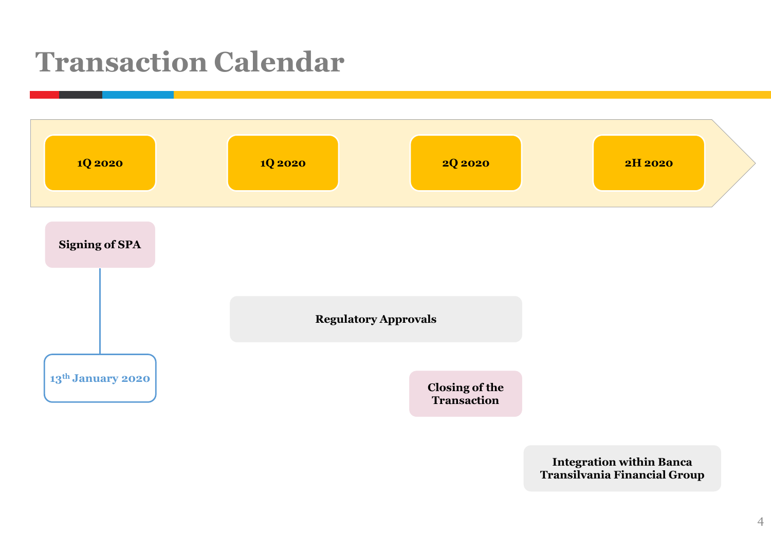# Transaction Calendar

1Q 2020

1Q 2020

2Q 2020

2H 2020

**Signing of SPA**

**13th January 2020**

**Regulatory Approvals**

**Closing of the Transaction**

**Integration within Banca Transilvania Financial Group**